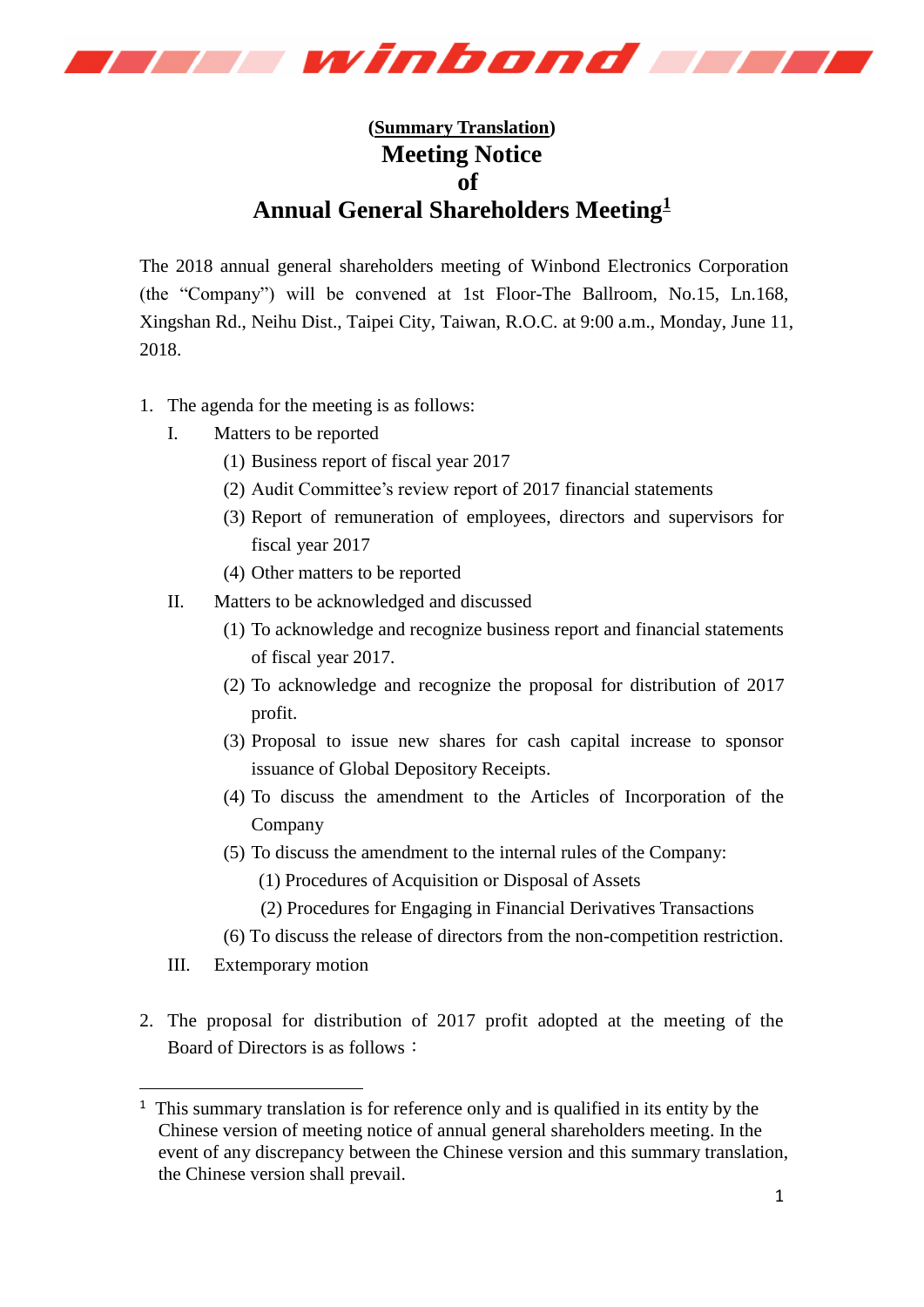**(Summary Translation)**

# Meeting Notice of Annual General Shareholders Meeting[1]

The 2018 annual general shareholders meeting of Winbond Electronics Corporation (the "Company") will be convened at 1st Floor-The Ballroom, No.15, Ln.168, Xingshan Rd., Neihu Dist., Taipei City, Taiwan, R.O.C. at 9:00 a.m., Monday, June 11, 2018.

1. The agenda for the meeting is as follows:
   - I. Matters to be reported
     - (1) Business report of fiscal year 2017
     - (2) Audit Committee's review report of 2017 financial statements
     - (3) Report of remuneration of employees, directors and supervisors for fiscal year 2017
     - (4) Other matters to be reported
   - II. Matters to be acknowledged and discussed
     - (1) To acknowledge and recognize business report and financial statements of fiscal year 2017.
     - (2) To acknowledge and recognize the proposal for distribution of 2017 profit.
     - (3) Proposal to issue new shares for cash capital increase to sponsor issuance of Global Depository Receipts.
     - (4) To discuss the amendment to the Articles of Incorporation of the Company
     - (5) To discuss the amendment to the internal rules of the Company:
       - (1) Procedures of Acquisition or Disposal of Assets
       - (2) Procedures for Engaging in Financial Derivatives Transactions
     - (6) To discuss the release of directors from the non-competition restriction.
   - III. Extemporary motion

2. The proposal for distribution of 2017 profit adopted at the meeting of the Board of Directors is as follows：

---

[1] This summary translation is for reference only and is qualified in its entity by the Chinese version of meeting notice of annual general shareholders meeting. In the event of any discrepancy between the Chinese version and this summary translation, the Chinese version shall prevail.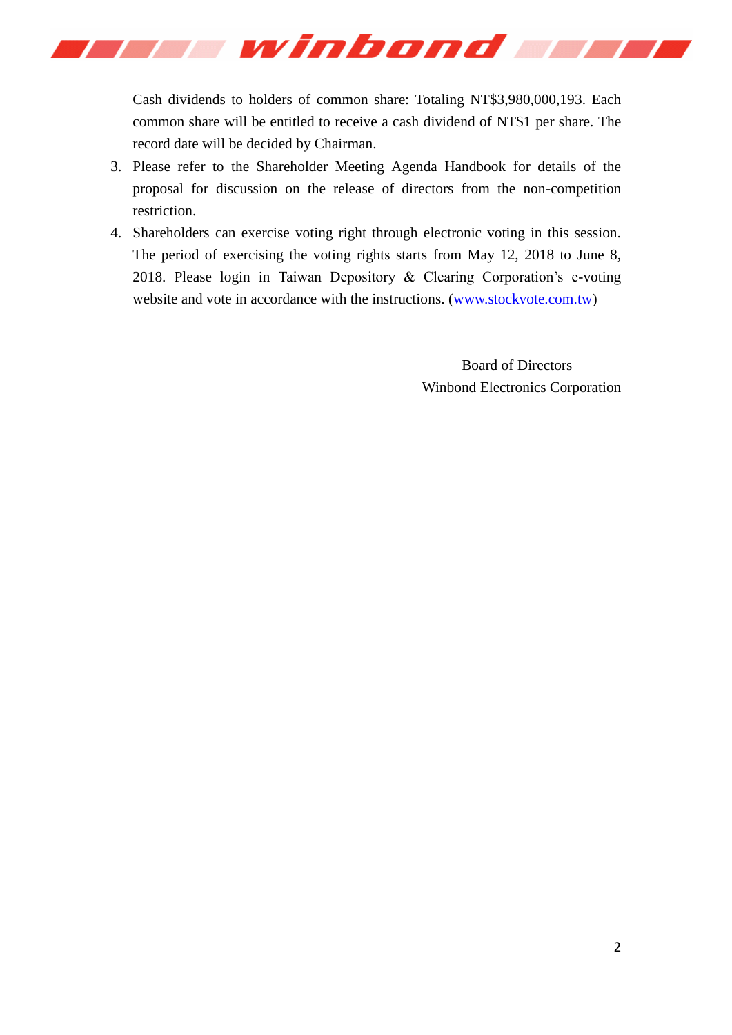Cash dividends to holders of common share: Totaling NT$3,980,000,193. Each common share will be entitled to receive a cash dividend of NT$1 per share. The record date will be decided by Chairman.

3. Please refer to the Shareholder Meeting Agenda Handbook for details of the proposal for discussion on the release of directors from the non-competition restriction.
4. Shareholders can exercise voting right through electronic voting in this session. The period of exercising the voting rights starts from May 12, 2018 to June 8, 2018. Please login in Taiwan Depository & Clearing Corporation's e-voting website and vote in accordance with the instructions. (www.stockvote.com.tw)

Board of Directors
Winbond Electronics Corporation